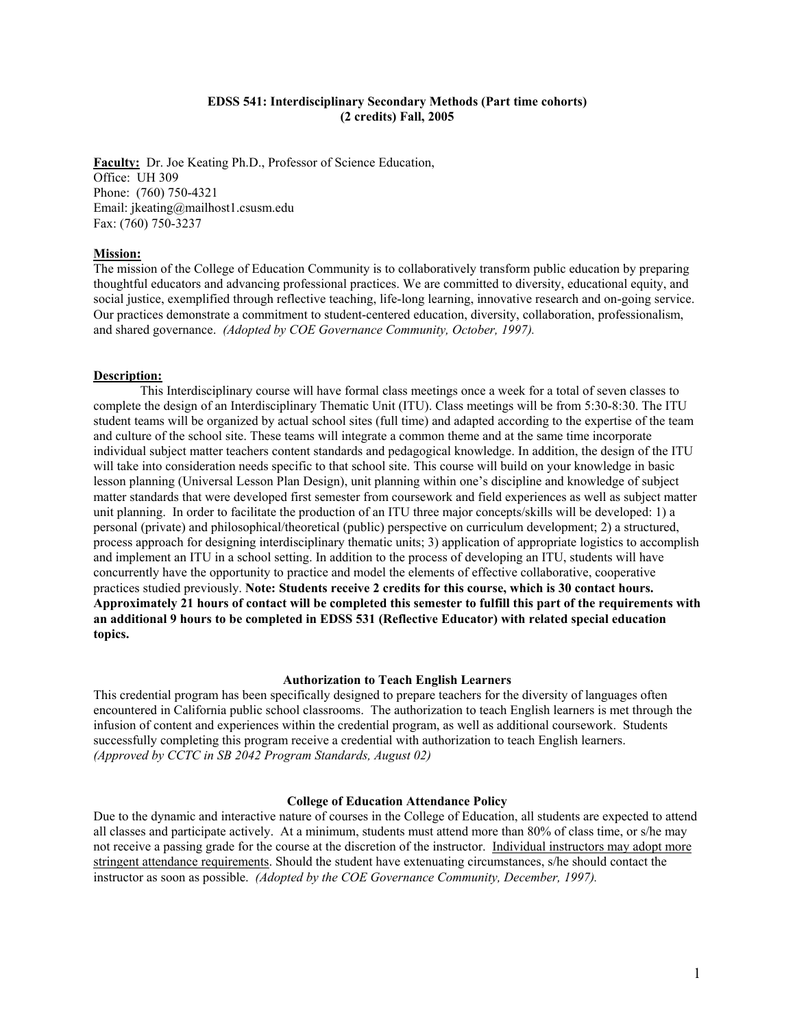**EDSS 541: Interdisciplinary Secondary Methods (Part time cohorts)**
**(2 credits) Fall, 2005**

**Faculty:** Dr. Joe Keating Ph.D., Professor of Science Education,
Office: UH 309
Phone: (760) 750-4321
Email: jkeating@mailhost1.csusm.edu
Fax: (760) 750-3237

**Mission:**
The mission of the College of Education Community is to collaboratively transform public education by preparing thoughtful educators and advancing professional practices. We are committed to diversity, educational equity, and social justice, exemplified through reflective teaching, life-long learning, innovative research and on-going service. Our practices demonstrate a commitment to student-centered education, diversity, collaboration, professionalism, and shared governance. *(Adopted by COE Governance Community, October, 1997).*

**Description:**
This Interdisciplinary course will have formal class meetings once a week for a total of seven classes to complete the design of an Interdisciplinary Thematic Unit (ITU). Class meetings will be from 5:30-8:30. The ITU student teams will be organized by actual school sites (full time) and adapted according to the expertise of the team and culture of the school site. These teams will integrate a common theme and at the same time incorporate individual subject matter teachers content standards and pedagogical knowledge. In addition, the design of the ITU will take into consideration needs specific to that school site. This course will build on your knowledge in basic lesson planning (Universal Lesson Plan Design), unit planning within one's discipline and knowledge of subject matter standards that were developed first semester from coursework and field experiences as well as subject matter unit planning. In order to facilitate the production of an ITU three major concepts/skills will be developed: 1) a personal (private) and philosophical/theoretical (public) perspective on curriculum development; 2) a structured, process approach for designing interdisciplinary thematic units; 3) application of appropriate logistics to accomplish and implement an ITU in a school setting. In addition to the process of developing an ITU, students will have concurrently have the opportunity to practice and model the elements of effective collaborative, cooperative practices studied previously. **Note: Students receive 2 credits for this course, which is 30 contact hours. Approximately 21 hours of contact will be completed this semester to fulfill this part of the requirements with an additional 9 hours to be completed in EDSS 531 (Reflective Educator) with related special education topics.**

**Authorization to Teach English Learners**

This credential program has been specifically designed to prepare teachers for the diversity of languages often encountered in California public school classrooms. The authorization to teach English learners is met through the infusion of content and experiences within the credential program, as well as additional coursework. Students successfully completing this program receive a credential with authorization to teach English learners. *(Approved by CCTC in SB 2042 Program Standards, August 02)*

**College of Education Attendance Policy**

Due to the dynamic and interactive nature of courses in the College of Education, all students are expected to attend all classes and participate actively. At a minimum, students must attend more than 80% of class time, or s/he may not receive a passing grade for the course at the discretion of the instructor. Individual instructors may adopt more stringent attendance requirements. Should the student have extenuating circumstances, s/he should contact the instructor as soon as possible. *(Adopted by the COE Governance Community, December, 1997).*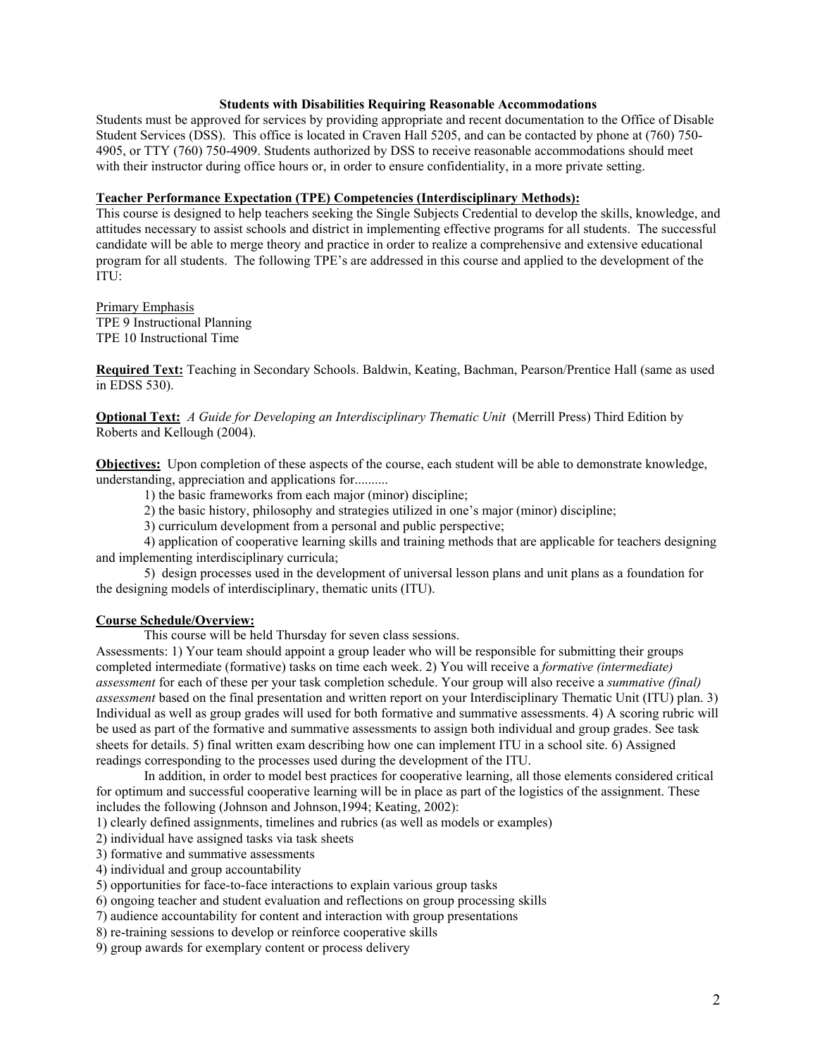**Students with Disabilities Requiring Reasonable Accommodations**

Students must be approved for services by providing appropriate and recent documentation to the Office of Disable Student Services (DSS). This office is located in Craven Hall 5205, and can be contacted by phone at (760) 750-4905, or TTY (760) 750-4909. Students authorized by DSS to receive reasonable accommodations should meet with their instructor during office hours or, in order to ensure confidentiality, in a more private setting.

**Teacher Performance Expectation (TPE) Competencies (Interdisciplinary Methods):**

This course is designed to help teachers seeking the Single Subjects Credential to develop the skills, knowledge, and attitudes necessary to assist schools and district in implementing effective programs for all students. The successful candidate will be able to merge theory and practice in order to realize a comprehensive and extensive educational program for all students. The following TPE's are addressed in this course and applied to the development of the ITU:

Primary Emphasis
TPE 9 Instructional Planning
TPE 10 Instructional Time

**Required Text:** Teaching in Secondary Schools. Baldwin, Keating, Bachman, Pearson/Prentice Hall (same as used in EDSS 530).

**Optional Text:** *A Guide for Developing an Interdisciplinary Thematic Unit* (Merrill Press) Third Edition by Roberts and Kellough (2004).

**Objectives:** Upon completion of these aspects of the course, each student will be able to demonstrate knowledge, understanding, appreciation and applications for..........

1) the basic frameworks from each major (minor) discipline;
2) the basic history, philosophy and strategies utilized in one's major (minor) discipline;
3) curriculum development from a personal and public perspective;
4) application of cooperative learning skills and training methods that are applicable for teachers designing and implementing interdisciplinary curricula;
5) design processes used in the development of universal lesson plans and unit plans as a foundation for the designing models of interdisciplinary, thematic units (ITU).

**Course Schedule/Overview:**

This course will be held Thursday for seven class sessions.

Assessments: 1) Your team should appoint a group leader who will be responsible for submitting their groups completed intermediate (formative) tasks on time each week. 2) You will receive a *formative (intermediate) assessment* for each of these per your task completion schedule. Your group will also receive a *summative (final) assessment* based on the final presentation and written report on your Interdisciplinary Thematic Unit (ITU) plan. 3) Individual as well as group grades will used for both formative and summative assessments. 4) A scoring rubric will be used as part of the formative and summative assessments to assign both individual and group grades. See task sheets for details. 5) final written exam describing how one can implement ITU in a school site. 6) Assigned readings corresponding to the processes used during the development of the ITU.

In addition, in order to model best practices for cooperative learning, all those elements considered critical for optimum and successful cooperative learning will be in place as part of the logistics of the assignment. These includes the following (Johnson and Johnson,1994; Keating, 2002):

1) clearly defined assignments, timelines and rubrics (as well as models or examples)
2) individual have assigned tasks via task sheets
3) formative and summative assessments
4) individual and group accountability
5) opportunities for face-to-face interactions to explain various group tasks
6) ongoing teacher and student evaluation and reflections on group processing skills
7) audience accountability for content and interaction with group presentations
8) re-training sessions to develop or reinforce cooperative skills
9) group awards for exemplary content or process delivery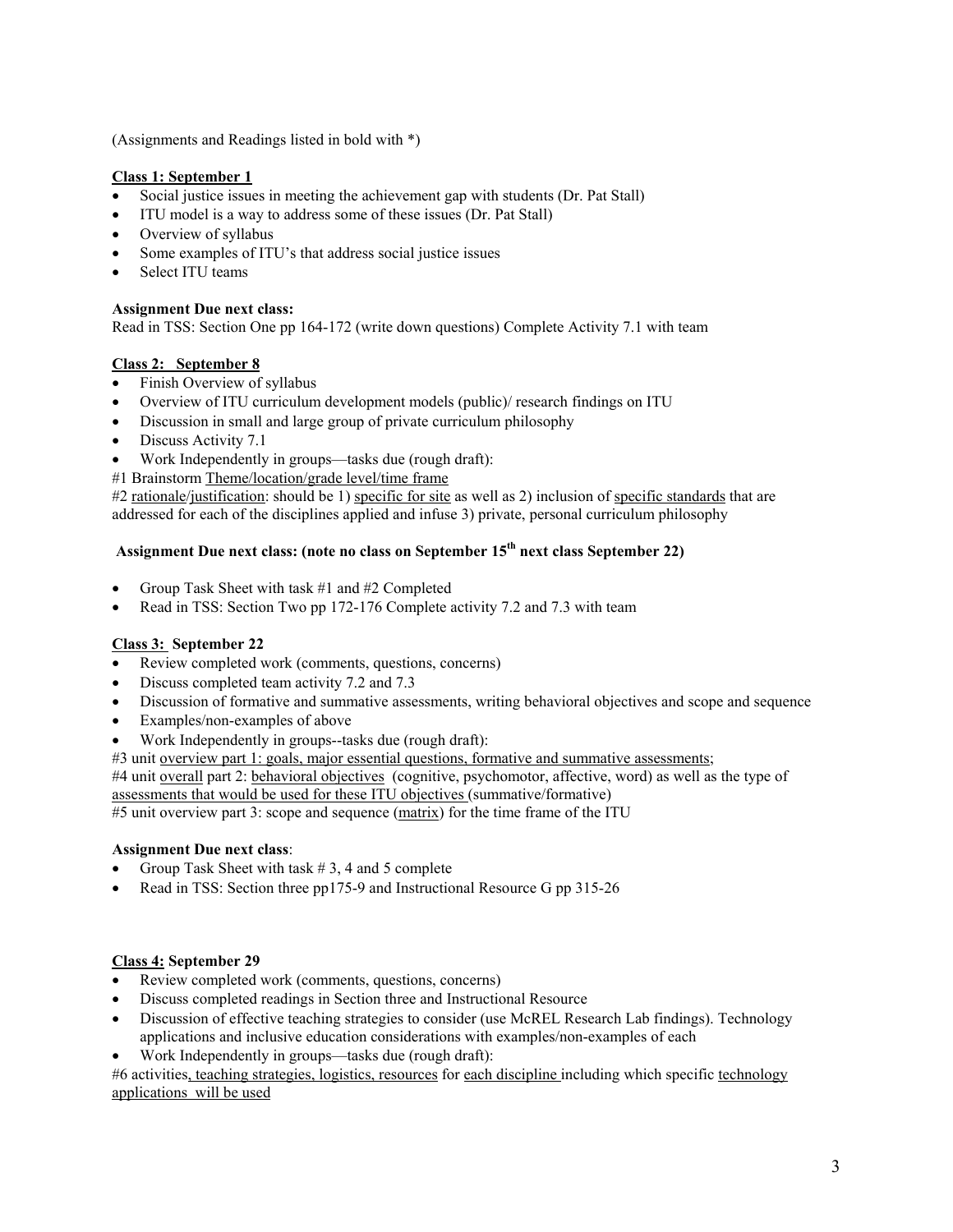(Assignments and Readings listed in bold with *)

**Class 1: September 1**

- Social justice issues in meeting the achievement gap with students (Dr. Pat Stall)
- ITU model is a way to address some of these issues (Dr. Pat Stall)
- Overview of syllabus
- Some examples of ITU's that address social justice issues
- Select ITU teams

**Assignment Due next class:**
Read in TSS: Section One pp 164-172 (write down questions) Complete Activity 7.1 with team

**Class 2: September 8**

- Finish Overview of syllabus
- Overview of ITU curriculum development models (public)/ research findings on ITU
- Discussion in small and large group of private curriculum philosophy
- Discuss Activity 7.1
- Work Independently in groups—tasks due (rough draft):

#1 Brainstorm Theme/location/grade level/time frame
#2 rationale/justification: should be 1) specific for site as well as 2) inclusion of specific standards that are addressed for each of the disciplines applied and infuse 3) private, personal curriculum philosophy

**Assignment Due next class: (note no class on September 15th next class September 22)**

- Group Task Sheet with task #1 and #2 Completed
- Read in TSS: Section Two pp 172-176 Complete activity 7.2 and 7.3 with team

**Class 3: September 22**

- Review completed work (comments, questions, concerns)
- Discuss completed team activity 7.2 and 7.3
- Discussion of formative and summative assessments, writing behavioral objectives and scope and sequence
- Examples/non-examples of above
- Work Independently in groups--tasks due (rough draft):

#3 unit overview part 1: goals, major essential questions, formative and summative assessments;
#4 unit overall part 2: behavioral objectives (cognitive, psychomotor, affective, word) as well as the type of assessments that would be used for these ITU objectives (summative/formative)
#5 unit overview part 3: scope and sequence (matrix) for the time frame of the ITU

**Assignment Due next class**:

- Group Task Sheet with task # 3, 4 and 5 complete
- Read in TSS: Section three pp175-9 and Instructional Resource G pp 315-26

**Class 4: September 29**

- Review completed work (comments, questions, concerns)
- Discuss completed readings in Section three and Instructional Resource
- Discussion of effective teaching strategies to consider (use McREL Research Lab findings). Technology applications and inclusive education considerations with examples/non-examples of each
- Work Independently in groups—tasks due (rough draft):

#6 activities, teaching strategies, logistics, resources for each discipline including which specific technology applications will be used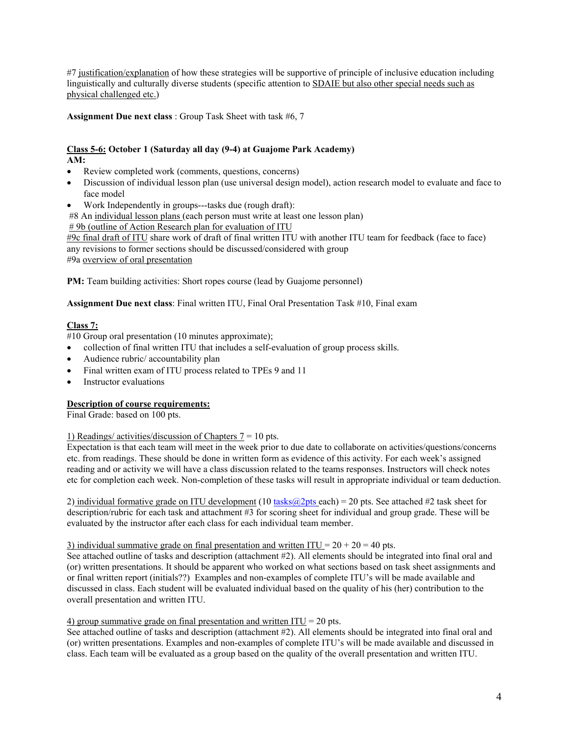#7 justification/explanation of how these strategies will be supportive of principle of inclusive education including linguistically and culturally diverse students (specific attention to SDAIE but also other special needs such as physical challenged etc.)

**Assignment Due next class** : Group Task Sheet with task #6, 7

**Class 5-6: October 1 (Saturday all day (9-4) at Guajome Park Academy)**
**AM:**

- Review completed work (comments, questions, concerns)
- Discussion of individual lesson plan (use universal design model), action research model to evaluate and face to face model
- Work Independently in groups---tasks due (rough draft):

#8 An individual lesson plans (each person must write at least one lesson plan)
# 9b (outline of Action Research plan for evaluation of ITU
#9c final draft of ITU share work of draft of final written ITU with another ITU team for feedback (face to face) any revisions to former sections should be discussed/considered with group
#9a overview of oral presentation

**PM:** Team building activities: Short ropes course (lead by Guajome personnel)

**Assignment Due next class**: Final written ITU, Final Oral Presentation Task #10, Final exam

**Class 7:**
#10 Group oral presentation (10 minutes approximate);

- collection of final written ITU that includes a self-evaluation of group process skills.
- Audience rubric/ accountability plan
- Final written exam of ITU process related to TPEs 9 and 11
- Instructor evaluations

**Description of course requirements:**
Final Grade: based on 100 pts.

1) Readings/ activities/discussion of Chapters 7 = 10 pts.
Expectation is that each team will meet in the week prior to due date to collaborate on activities/questions/concerns etc. from readings. These should be done in written form as evidence of this activity. For each week's assigned reading and or activity we will have a class discussion related to the teams responses. Instructors will check notes etc for completion each week. Non-completion of these tasks will result in appropriate individual or team deduction.

2) individual formative grade on ITU development (10 tasks@2pts each) = 20 pts. See attached #2 task sheet for description/rubric for each task and attachment #3 for scoring sheet for individual and group grade. These will be evaluated by the instructor after each class for each individual team member.

3) individual summative grade on final presentation and written ITU = 20 + 20 = 40 pts.
See attached outline of tasks and description (attachment #2). All elements should be integrated into final oral and (or) written presentations. It should be apparent who worked on what sections based on task sheet assignments and or final written report (initials??) Examples and non-examples of complete ITU's will be made available and discussed in class. Each student will be evaluated individual based on the quality of his (her) contribution to the overall presentation and written ITU.

4) group summative grade on final presentation and written ITU = 20 pts.
See attached outline of tasks and description (attachment #2). All elements should be integrated into final oral and (or) written presentations. Examples and non-examples of complete ITU's will be made available and discussed in class. Each team will be evaluated as a group based on the quality of the overall presentation and written ITU.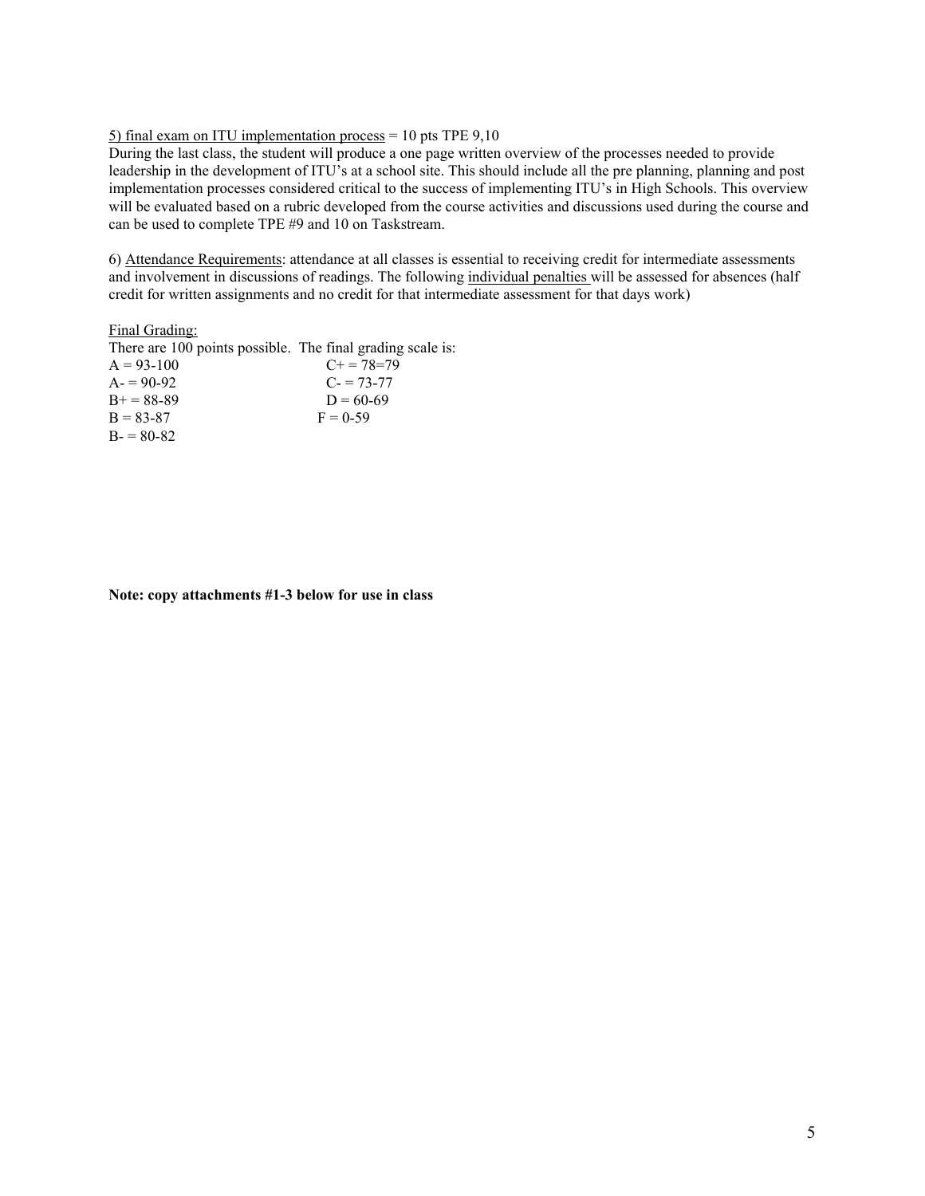<u>5) final exam on ITU implementation process</u> = 10 pts TPE 9,10

During the last class, the student will produce a one page written overview of the processes needed to provide leadership in the development of ITU's at a school site. This should include all the pre planning, planning and post implementation processes considered critical to the success of implementing ITU's in High Schools. This overview will be evaluated based on a rubric developed from the course activities and discussions used during the course and can be used to complete TPE #9 and 10 on Taskstream.

6) <u>Attendance Requirements</u>: attendance at all classes is essential to receiving credit for intermediate assessments and involvement in discussions of readings. The following <u>individual penalties</u> will be assessed for absences (half credit for written assignments and no credit for that intermediate assessment for that days work)

<u>Final Grading:</u>

There are 100 points possible. The final grading scale is:

| | |
|---|---|
| A = 93-100 | C+ = 78=79 |
| A- = 90-92 | C- = 73-77 |
| B+ = 88-89 | D = 60-69 |
| B = 83-87 | F = 0-59 |
| B- = 80-82 | |

**Note: copy attachments #1-3 below for use in class**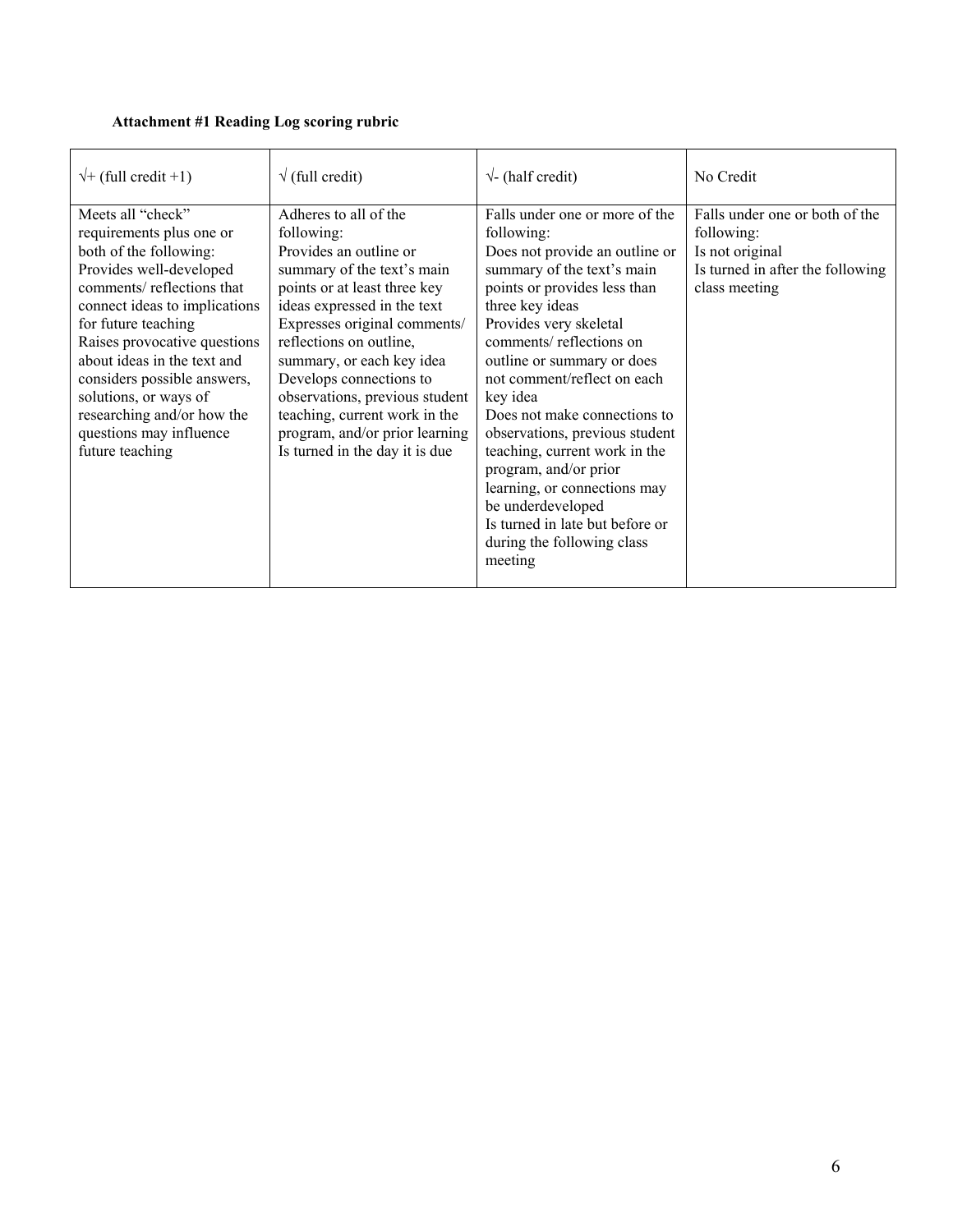**Attachment #1 Reading Log scoring rubric**

| √+ (full credit +1) | √ (full credit) | √- (half credit) | No Credit |
|---|---|---|---|
| Meets all "check" requirements plus one or both of the following:<br>Provides well-developed comments/ reflections that connect ideas to implications for future teaching<br>Raises provocative questions about ideas in the text and considers possible answers, solutions, or ways of researching and/or how the questions may influence future teaching | Adheres to all of the following:<br>Provides an outline or summary of the text's main points or at least three key ideas expressed in the text<br>Expresses original comments/ reflections on outline, summary, or each key idea<br>Develops connections to observations, previous student teaching, current work in the program, and/or prior learning<br>Is turned in the day it is due | Falls under one or more of the following:<br>Does not provide an outline or summary of the text's main points or provides less than three key ideas<br>Provides very skeletal comments/ reflections on outline or summary or does not comment/reflect on each key idea<br>Does not make connections to observations, previous student teaching, current work in the program, and/or prior learning, or connections may be underdeveloped<br>Is turned in late but before or during the following class meeting | Falls under one or both of the following:<br>Is not original<br>Is turned in after the following class meeting |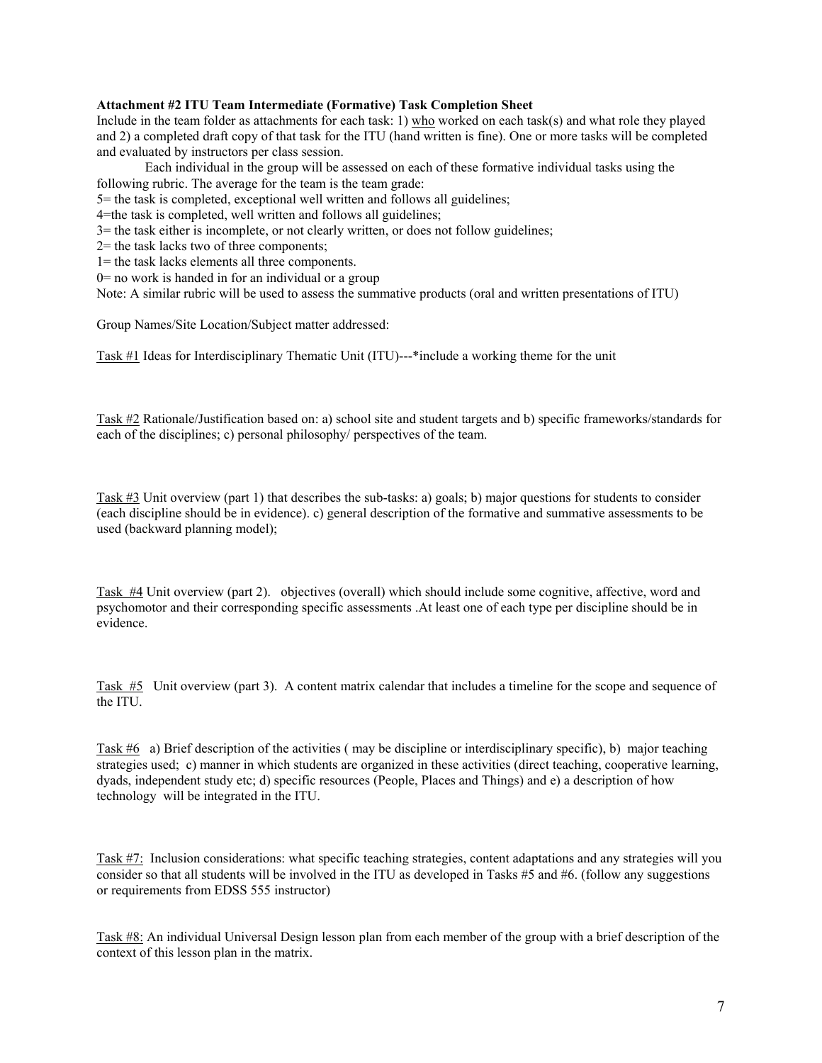**Attachment #2 ITU Team Intermediate (Formative) Task Completion Sheet**

Include in the team folder as attachments for each task: 1) who worked on each task(s) and what role they played and 2) a completed draft copy of that task for the ITU (hand written is fine). One or more tasks will be completed and evaluated by instructors per class session.

Each individual in the group will be assessed on each of these formative individual tasks using the following rubric. The average for the team is the team grade:

5= the task is completed, exceptional well written and follows all guidelines;
4=the task is completed, well written and follows all guidelines;
3= the task either is incomplete, or not clearly written, or does not follow guidelines;
2= the task lacks two of three components;
1= the task lacks elements all three components.
0= no work is handed in for an individual or a group

Note: A similar rubric will be used to assess the summative products (oral and written presentations of ITU)

Group Names/Site Location/Subject matter addressed:

Task #1 Ideas for Interdisciplinary Thematic Unit (ITU)---*include a working theme for the unit

Task #2 Rationale/Justification based on: a) school site and student targets and b) specific frameworks/standards for each of the disciplines; c) personal philosophy/ perspectives of the team.

Task #3 Unit overview (part 1) that describes the sub-tasks: a) goals; b) major questions for students to consider (each discipline should be in evidence). c) general description of the formative and summative assessments to be used (backward planning model);

Task #4 Unit overview (part 2). objectives (overall) which should include some cognitive, affective, word and psychomotor and their corresponding specific assessments .At least one of each type per discipline should be in evidence.

Task #5 Unit overview (part 3). A content matrix calendar that includes a timeline for the scope and sequence of the ITU.

Task #6 a) Brief description of the activities ( may be discipline or interdisciplinary specific), b) major teaching strategies used; c) manner in which students are organized in these activities (direct teaching, cooperative learning, dyads, independent study etc; d) specific resources (People, Places and Things) and e) a description of how technology will be integrated in the ITU.

Task #7: Inclusion considerations: what specific teaching strategies, content adaptations and any strategies will you consider so that all students will be involved in the ITU as developed in Tasks #5 and #6. (follow any suggestions or requirements from EDSS 555 instructor)

Task #8: An individual Universal Design lesson plan from each member of the group with a brief description of the context of this lesson plan in the matrix.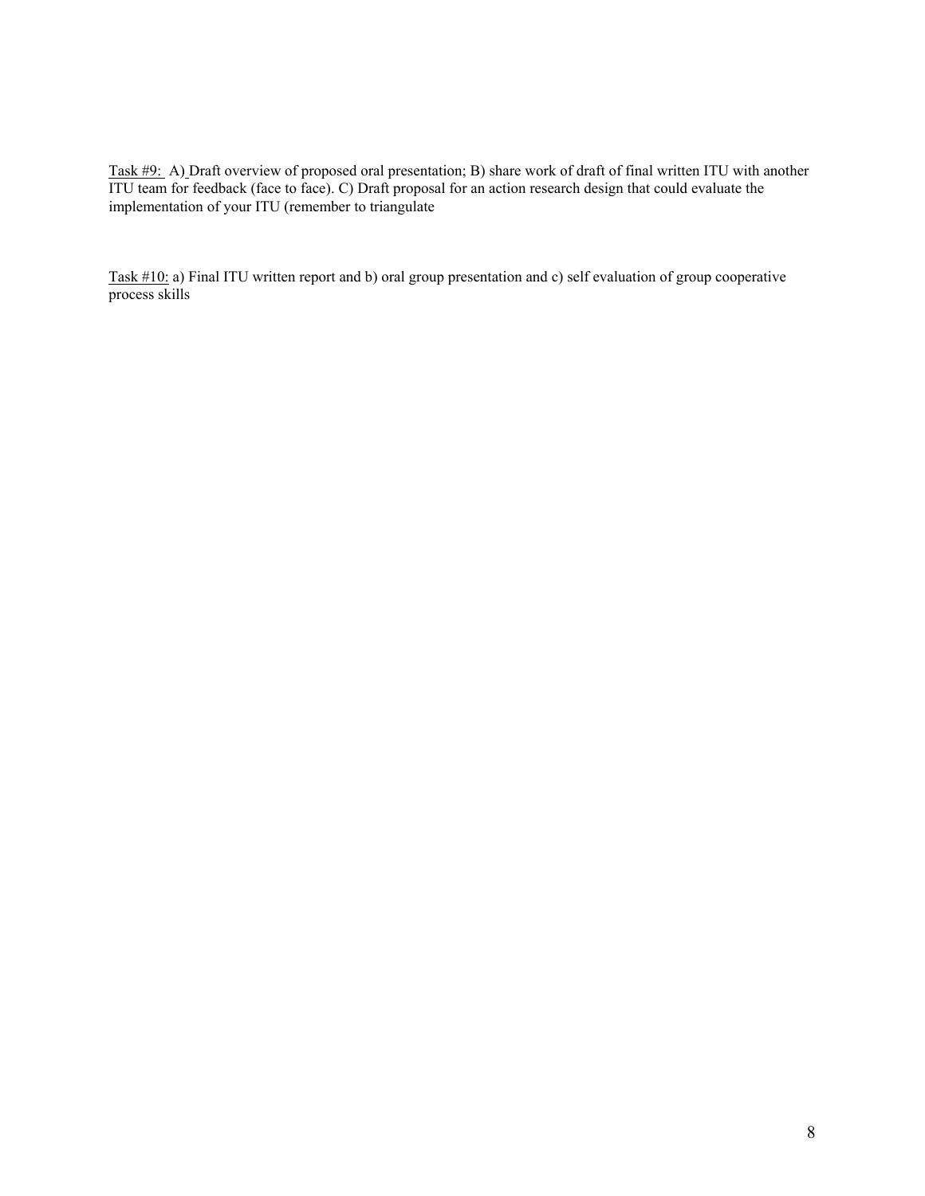<u>Task #9:</u> A) Draft overview of proposed oral presentation; B) share work of draft of final written ITU with another ITU team for feedback (face to face). C) Draft proposal for an action research design that could evaluate the implementation of your ITU (remember to triangulate

<u>Task #10:</u> a) Final ITU written report and b) oral group presentation and c) self evaluation of group cooperative process skills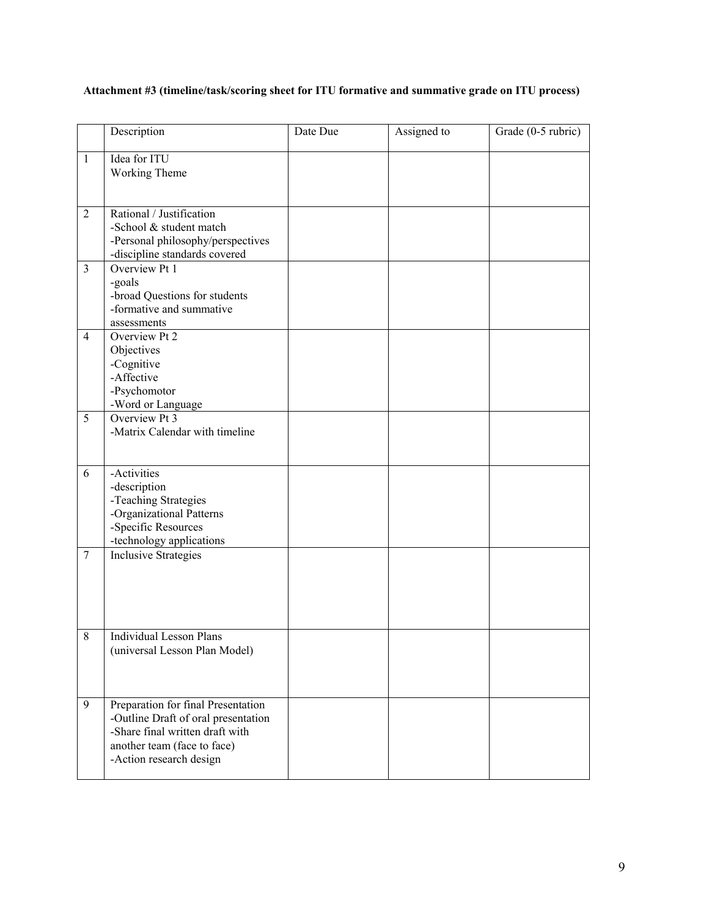**Attachment #3 (timeline/task/scoring sheet for ITU formative and summative grade on ITU process)**

| | Description | Date Due | Assigned to | Grade (0-5 rubric) |
|---|---|---|---|---|
| 1 | Idea for ITU<br>Working Theme | | | |
| 2 | Rational / Justification<br>-School & student match<br>-Personal philosophy/perspectives<br>-discipline standards covered | | | |
| 3 | Overview Pt 1<br>-goals<br>-broad Questions for students<br>-formative and summative assessments | | | |
| 4 | Overview Pt 2<br>Objectives<br>-Cognitive<br>-Affective<br>-Psychomotor<br>-Word or Language | | | |
| 5 | Overview Pt 3<br>-Matrix Calendar with timeline | | | |
| 6 | -Activities<br>-description<br>-Teaching Strategies<br>-Organizational Patterns<br>-Specific Resources<br>-technology applications | | | |
| 7 | Inclusive Strategies | | | |
| 8 | Individual Lesson Plans<br>(universal Lesson Plan Model) | | | |
| 9 | Preparation for final Presentation<br>-Outline Draft of oral presentation<br>-Share final written draft with another team (face to face)<br>-Action research design | | | |